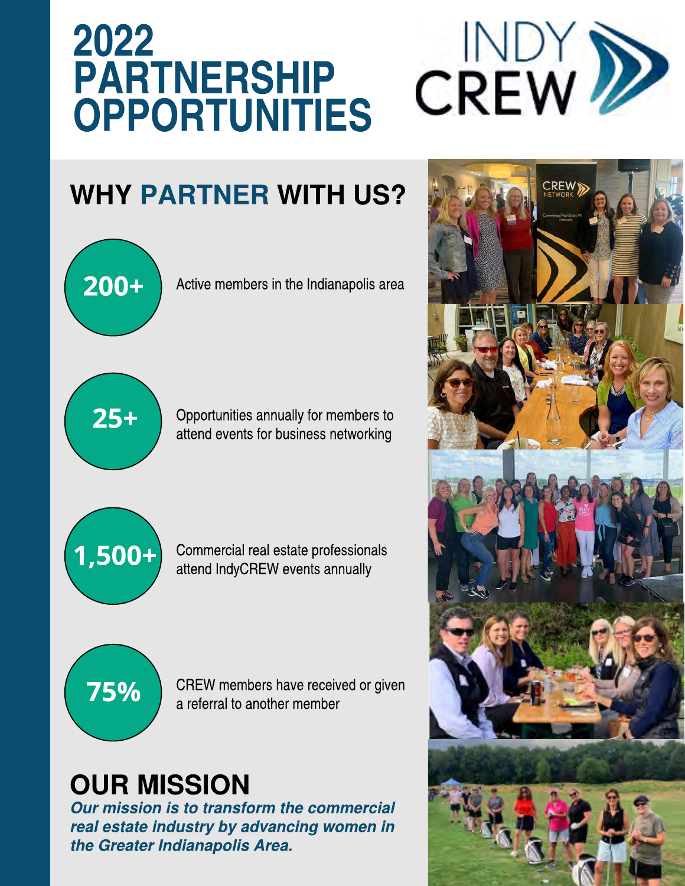# 2022 PARTNERSHIP OPPORTUNITIES

INDY CREW

## WHY PARTNER WITH US?

**200+** Active members in the Indianapolis area

**25+** Opportunities annually for members to attend events for business networking

**1,500+** Commercial real estate professionals attend IndyCREW events annually

**75%** CREW members have received or given a referral to another member

## OUR MISSION

***Our mission is to transform the commercial real estate industry by advancing women in the Greater Indianapolis Area.***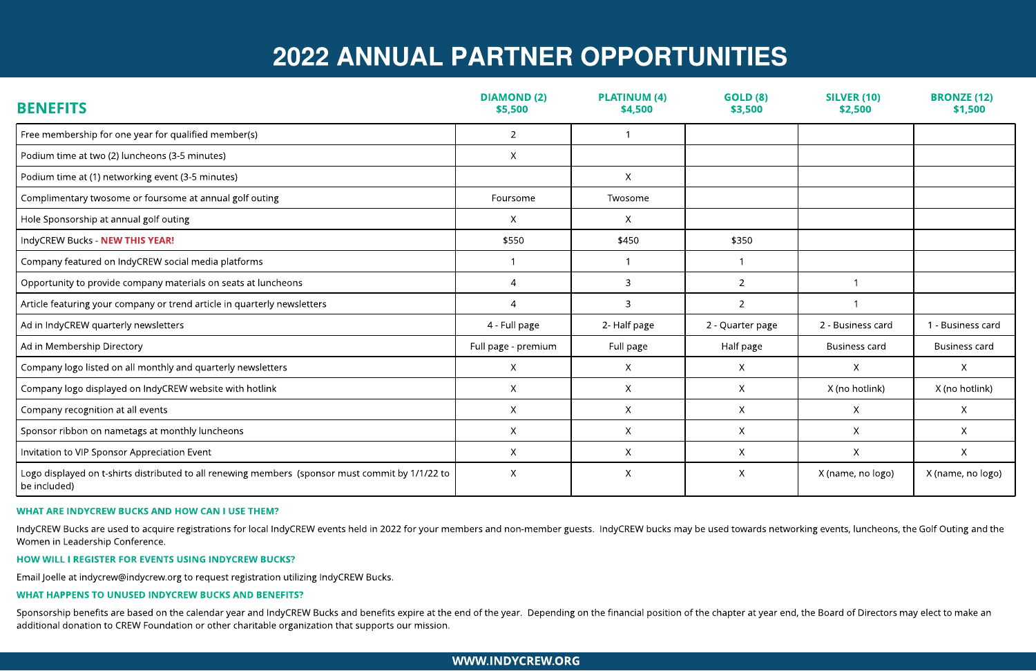# 2022 ANNUAL PARTNER OPPORTUNITIES

| BENEFITS | DIAMOND (2) $5,500 | PLATINUM (4) $4,500 | GOLD (8) $3,500 | SILVER (10) $2,500 | BRONZE (12) $1,500 |
|---|---|---|---|---|---|
| Free membership for one year for qualified member(s) | 2 | 1 | | | |
| Podium time at two (2) luncheons (3-5 minutes) | X | | | | |
| Podium time at (1) networking event (3-5 minutes) | | X | | | |
| Complimentary twosome or foursome at annual golf outing | Foursome | Twosome | | | |
| Hole Sponsorship at annual golf outing | X | X | | | |
| IndyCREW Bucks - **NEW THIS YEAR!** | $550 | $450 | $350 | | |
| Company featured on IndyCREW social media platforms | 1 | 1 | 1 | | |
| Opportunity to provide company materials on seats at luncheons | 4 | 3 | 2 | 1 | |
| Article featuring your company or trend article in quarterly newsletters | 4 | 3 | 2 | 1 | |
| Ad in IndyCREW quarterly newsletters | 4 - Full page | 2- Half page | 2 - Quarter page | 2 - Business card | 1 - Business card |
| Ad in Membership Directory | Full page - premium | Full page | Half page | Business card | Business card |
| Company logo listed on all monthly and quarterly newsletters | X | X | X | X | X |
| Company logo displayed on IndyCREW website with hotlink | X | X | X | X (no hotlink) | X (no hotlink) |
| Company recognition at all events | X | X | X | X | X |
| Sponsor ribbon on nametags at monthly luncheons | X | X | X | X | X |
| Invitation to VIP Sponsor Appreciation Event | X | X | X | X | X |
| Logo displayed on t-shirts distributed to all renewing members (sponsor must commit by 1/1/22 to be included) | X | X | X | X (name, no logo) | X (name, no logo) |

### WHAT ARE INDYCREW BUCKS AND HOW CAN I USE THEM?

IndyCREW Bucks are used to acquire registrations for local IndyCREW events held in 2022 for your members and non-member guests. IndyCREW bucks may be used towards networking events, luncheons, the Golf Outing and the Women in Leadership Conference.

### HOW WILL I REGISTER FOR EVENTS USING INDYCREW BUCKS?

Email Joelle at indycrew@indycrew.org to request registration utilizing IndyCREW Bucks.

### WHAT HAPPENS TO UNUSED INDYCREW BUCKS AND BENEFITS?

Sponsorship benefits are based on the calendar year and IndyCREW Bucks and benefits expire at the end of the year. Depending on the financial position of the chapter at year end, the Board of Directors may elect to make an additional donation to CREW Foundation or other charitable organization that supports our mission.

WWW.INDYCREW.ORG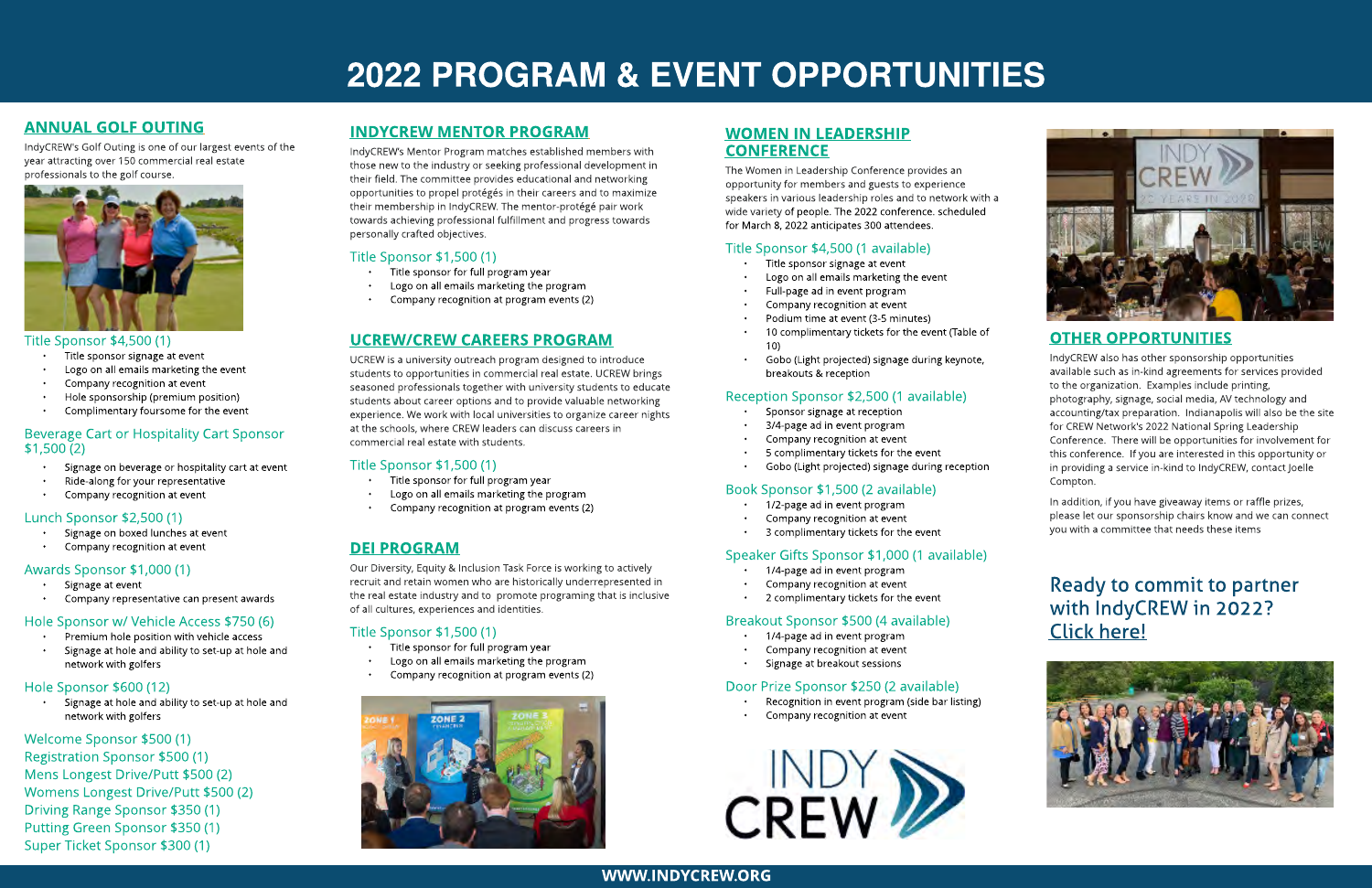# 2022 PROGRAM & EVENT OPPORTUNITIES

## ANNUAL GOLF OUTING

IndyCREW's Golf Outing is one of our largest events of the year attracting over 150 commercial real estate professionals to the golf course.

### Title Sponsor $4,500 (1)

- Title sponsor signage at event
- Logo on all emails marketing the event
- Company recognition at event
- Hole sponsorship (premium position)
- Complimentary foursome for the event

### Beverage Cart or Hospitality Cart Sponsor $1,500 (2)

- Signage on beverage or hospitality cart at event
- Ride-along for your representative
- Company recognition at event

### Lunch Sponsor $2,500 (1)

- Signage on boxed lunches at event
- Company recognition at event

### Awards Sponsor $1,000 (1)

- Signage at event
- Company representative can present awards

### Hole Sponsor w/ Vehicle Access $750 (6)

- Premium hole position with vehicle access
- Signage at hole and ability to set-up at hole and network with golfers

### Hole Sponsor $600 (12)

- Signage at hole and ability to set-up at hole and network with golfers

Welcome Sponsor $500 (1)
Registration Sponsor $500 (1)
Mens Longest Drive/Putt $500 (2)
Womens Longest Drive/Putt $500 (2)
Driving Range Sponsor $350 (1)
Putting Green Sponsor $350 (1)
Super Ticket Sponsor $300 (1)

## INDYCREW MENTOR PROGRAM

IndyCREW's Mentor Program matches established members with those new to the industry or seeking professional development in their field. The committee provides educational and networking opportunities to propel protégés in their careers and to maximize their membership in IndyCREW. The mentor-protégé pair work towards achieving professional fulfillment and progress towards personally crafted objectives.

### Title Sponsor $1,500 (1)

- Title sponsor for full program year
- Logo on all emails marketing the program
- Company recognition at program events (2)

## UCREW/CREW CAREERS PROGRAM

UCREW is a university outreach program designed to introduce students to opportunities in commercial real estate. UCREW brings seasoned professionals together with university students to educate students about career options and to provide valuable networking experience. We work with local universities to organize career nights at the schools, where CREW leaders can discuss careers in commercial real estate with students.

### Title Sponsor $1,500 (1)

- Title sponsor for full program year
- Logo on all emails marketing the program
- Company recognition at program events (2)

## DEI PROGRAM

Our Diversity, Equity & Inclusion Task Force is working to actively recruit and retain women who are historically underrepresented in the real estate industry and to promote programing that is inclusive of all cultures, experiences and identities.

### Title Sponsor $1,500 (1)

- Title sponsor for full program year
- Logo on all emails marketing the program
- Company recognition at program events (2)

## WOMEN IN LEADERSHIP CONFERENCE

The Women in Leadership Conference provides an opportunity for members and guests to experience speakers in various leadership roles and to network with a wide variety of people. The 2022 conference. scheduled for March 8, 2022 anticipates 300 attendees.

### Title Sponsor $4,500 (1 available)

- Title sponsor signage at event
- Logo on all emails marketing the event
- Full-page ad in event program
- Company recognition at event
- Podium time at event (3-5 minutes)
- 10 complimentary tickets for the event (Table of 10)
- Gobo (Light projected) signage during keynote, breakouts & reception

### Reception Sponsor $2,500 (1 available)

- Sponsor signage at reception
- 3/4-page ad in event program
- Company recognition at event
- 5 complimentary tickets for the event
- Gobo (Light projected) signage during reception

### Book Sponsor $1,500 (2 available)

- 1/2-page ad in event program
- Company recognition at event
- 3 complimentary tickets for the event

### Speaker Gifts Sponsor $1,000 (1 available)

- 1/4-page ad in event program
- Company recognition at event
- 2 complimentary tickets for the event

### Breakout Sponsor $500 (4 available)

- 1/4-page ad in event program
- Company recognition at event
- Signage at breakout sessions

### Door Prize Sponsor $250 (2 available)

- Recognition in event program (side bar listing)
- Company recognition at event

## OTHER OPPORTUNITIES

IndyCREW also has other sponsorship opportunities available such as in-kind agreements for services provided to the organization. Examples include printing, photography, signage, social media, AV technology and accounting/tax preparation. Indianapolis will also be the site for CREW Network's 2022 National Spring Leadership Conference. There will be opportunities for involvement for this conference. If you are interested in this opportunity or in providing a service in-kind to IndyCREW, contact Joelle Compton.

In addition, if you have giveaway items or raffle prizes, please let our sponsorship chairs know and we can connect you with a committee that needs these items

## Ready to commit to partner with IndyCREW in 2022? Click here!

WWW.INDYCREW.ORG